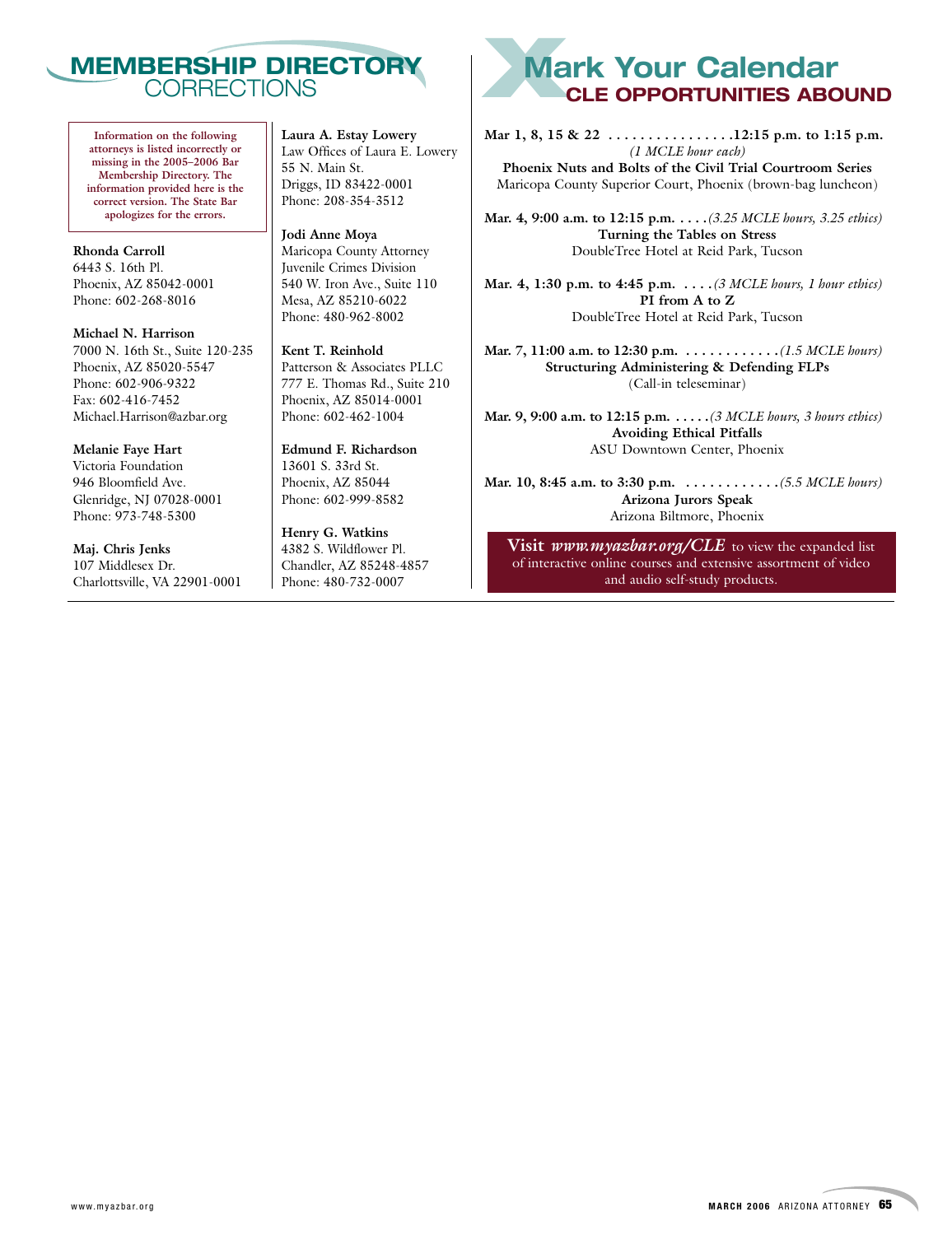# MEMBERSHIP DIRECTORY CORRECTIONS

**Information on the following attorneys is listed incorrectly or missing in the 2005–2006 Bar Membership Directory. The information provided here is the correct version. The State Bar apologizes for the errors.**

**Rhonda Carroll**
6443 S. 16th Pl.
Phoenix, AZ 85042-0001
Phone: 602-268-8016

**Michael N. Harrison**
7000 N. 16th St., Suite 120-235
Phoenix, AZ 85020-5547
Phone: 602-906-9322
Fax: 602-416-7452
Michael.Harrison@azbar.org

**Melanie Faye Hart**
Victoria Foundation
946 Bloomfield Ave.
Glenridge, NJ 07028-0001
Phone: 973-748-5300

**Maj. Chris Jenks**
107 Middlesex Dr.
Charlottsville, VA 22901-0001

**Laura A. Estay Lowery**
Law Offices of Laura E. Lowery
55 N. Main St.
Driggs, ID 83422-0001
Phone: 208-354-3512

**Jodi Anne Moya**
Maricopa County Attorney
Juvenile Crimes Division
540 W. Iron Ave., Suite 110
Mesa, AZ 85210-6022
Phone: 480-962-8002

**Kent T. Reinhold**
Patterson & Associates PLLC
777 E. Thomas Rd., Suite 210
Phoenix, AZ 85014-0001
Phone: 602-462-1004

**Edmund F. Richardson**
13601 S. 33rd St.
Phoenix, AZ 85044
Phone: 602-999-8582

**Henry G. Watkins**
4382 S. Wildflower Pl.
Chandler, AZ 85248-4857
Phone: 480-732-0007

# Mark Your Calendar
## CLE OPPORTUNITIES ABOUND

**Mar 1, 8, 15 & 22 . . . . . . . . . . . . . . . . 12:15 p.m. to 1:15 p.m.**
*(1 MCLE hour each)*
**Phoenix Nuts and Bolts of the Civil Trial Courtroom Series**
Maricopa County Superior Court, Phoenix (brown-bag luncheon)

**Mar. 4, 9:00 a.m. to 12:15 p.m.** . . . . *(3.25 MCLE hours, 3.25 ethics)*
**Turning the Tables on Stress**
DoubleTree Hotel at Reid Park, Tucson

**Mar. 4, 1:30 p.m. to 4:45 p.m.** . . . . *(3 MCLE hours, 1 hour ethics)*
**PI from A to Z**
DoubleTree Hotel at Reid Park, Tucson

**Mar. 7, 11:00 a.m. to 12:30 p.m.** . . . . . . . . . . . . *(1.5 MCLE hours)*
**Structuring Administering & Defending FLPs**
(Call-in teleseminar)

**Mar. 9, 9:00 a.m. to 12:15 p.m.** . . . . . *(3 MCLE hours, 3 hours ethics)*
**Avoiding Ethical Pitfalls**
ASU Downtown Center, Phoenix

**Mar. 10, 8:45 a.m. to 3:30 p.m.** . . . . . . . . . . . . *(5.5 MCLE hours)*
**Arizona Jurors Speak**
Arizona Biltmore, Phoenix

**Visit** ***www.myazbar.org/CLE*** to view the expanded list of interactive online courses and extensive assortment of video and audio self-study products.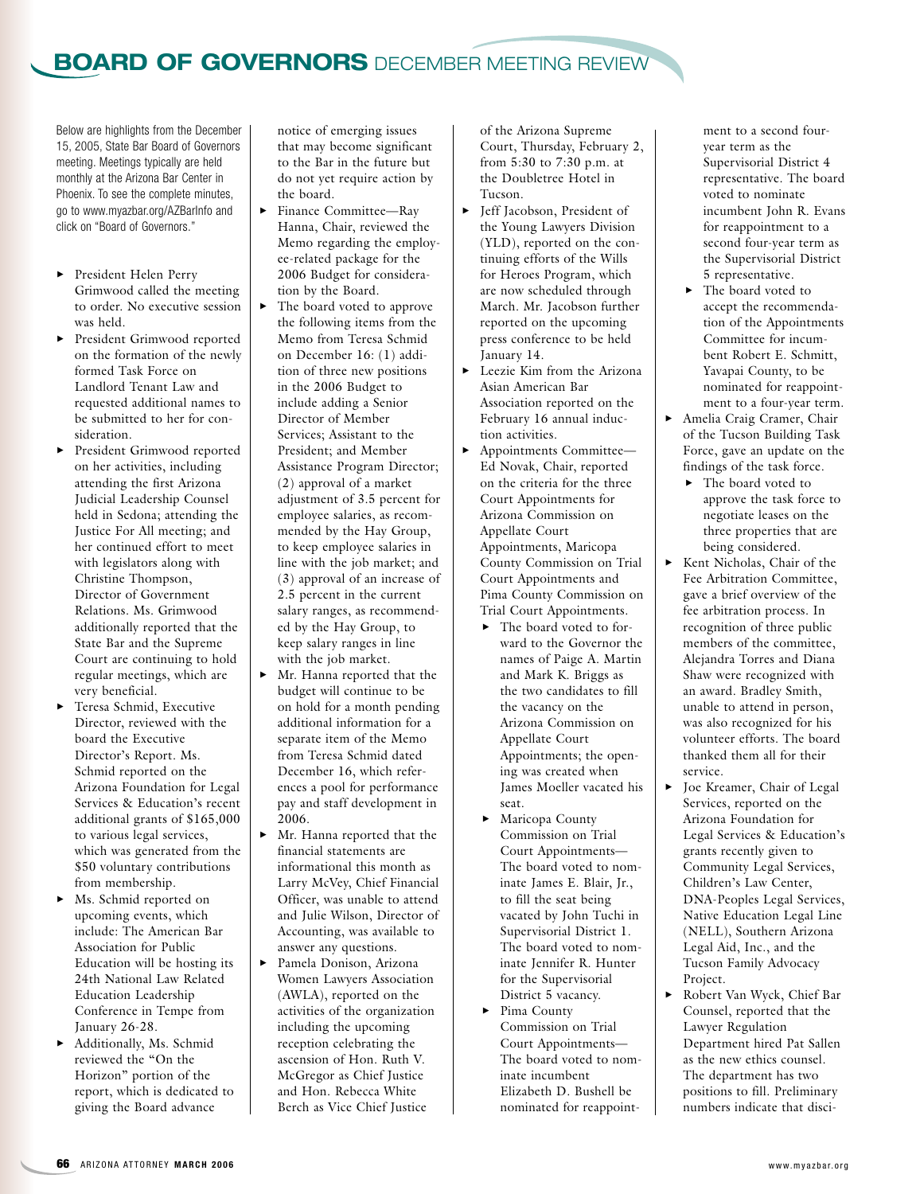# BOARD OF GOVERNORS DECEMBER MEETING REVIEW

Below are highlights from the December 15, 2005, State Bar Board of Governors meeting. Meetings typically are held monthly at the Arizona Bar Center in Phoenix. To see the complete minutes, go to www.myazbar.org/AZBarInfo and click on "Board of Governors."

- President Helen Perry Grimwood called the meeting to order. No executive session was held.
- President Grimwood reported on the formation of the newly formed Task Force on Landlord Tenant Law and requested additional names to be submitted to her for consideration.
- President Grimwood reported on her activities, including attending the first Arizona Judicial Leadership Counsel held in Sedona; attending the Justice For All meeting; and her continued effort to meet with legislators along with Christine Thompson, Director of Government Relations. Ms. Grimwood additionally reported that the State Bar and the Supreme Court are continuing to hold regular meetings, which are very beneficial.
- Teresa Schmid, Executive Director, reviewed with the board the Executive Director's Report. Ms. Schmid reported on the Arizona Foundation for Legal Services & Education's recent additional grants of $165,000 to various legal services, which was generated from the $50 voluntary contributions from membership.
- Ms. Schmid reported on upcoming events, which include: The American Bar Association for Public Education will be hosting its 24th National Law Related Education Leadership Conference in Tempe from January 26-28.
- Additionally, Ms. Schmid reviewed the "On the Horizon" portion of the report, which is dedicated to giving the Board advance notice of emerging issues that may become significant to the Bar in the future but do not yet require action by the board.
- Finance Committee—Ray Hanna, Chair, reviewed the Memo regarding the employee-related package for the 2006 Budget for consideration by the Board.
- The board voted to approve the following items from the Memo from Teresa Schmid on December 16: (1) addition of three new positions in the 2006 Budget to include adding a Senior Director of Member Services; Assistant to the President; and Member Assistance Program Director; (2) approval of a market adjustment of 3.5 percent for employee salaries, as recommended by the Hay Group, to keep employee salaries in line with the job market; and (3) approval of an increase of 2.5 percent in the current salary ranges, as recommended by the Hay Group, to keep salary ranges in line with the job market.
- Mr. Hanna reported that the budget will continue to be on hold for a month pending additional information for a separate item of the Memo from Teresa Schmid dated December 16, which references a pool for performance pay and staff development in 2006.
- Mr. Hanna reported that the financial statements are informational this month as Larry McVey, Chief Financial Officer, was unable to attend and Julie Wilson, Director of Accounting, was available to answer any questions.
- Pamela Donison, Arizona Women Lawyers Association (AWLA), reported on the activities of the organization including the upcoming reception celebrating the ascension of Hon. Ruth V. McGregor as Chief Justice and Hon. Rebecca White Berch as Vice Chief Justice of the Arizona Supreme Court, Thursday, February 2, from 5:30 to 7:30 p.m. at the Doubletree Hotel in Tucson.
- Jeff Jacobson, President of the Young Lawyers Division (YLD), reported on the continuing efforts of the Wills for Heroes Program, which are now scheduled through March. Mr. Jacobson further reported on the upcoming press conference to be held January 14.
- Leezie Kim from the Arizona Asian American Bar Association reported on the February 16 annual induction activities.
- Appointments Committee—Ed Novak, Chair, reported on the criteria for the three Court Appointments for Arizona Commission on Appellate Court Appointments, Maricopa County Commission on Trial Court Appointments and Pima County Commission on Trial Court Appointments.
    - The board voted to forward to the Governor the names of Paige A. Martin and Mark K. Briggs as the two candidates to fill the vacancy on the Arizona Commission on Appellate Court Appointments; the opening was created when James Moeller vacated his seat.
    - Maricopa County Commission on Trial Court Appointments—The board voted to nominate James E. Blair, Jr., to fill the seat being vacated by John Tuchi in Supervisorial District 1. The board voted to nominate Jennifer R. Hunter for the Supervisorial District 5 vacancy.
    - Pima County Commission on Trial Court Appointments—The board voted to nominate incumbent Elizabeth D. Bushell be nominated for reappointment to a second four-year term as the Supervisorial District 4 representative. The board voted to nominate incumbent John R. Evans for reappointment to a second four-year term as the Supervisorial District 5 representative.
    - The board voted to accept the recommendation of the Appointments Committee for incumbent Robert E. Schmitt, Yavapai County, to be nominated for reappointment to a four-year term.
- Amelia Craig Cramer, Chair of the Tucson Building Task Force, gave an update on the findings of the task force.
    - The board voted to approve the task force to negotiate leases on the three properties that are being considered.
- Kent Nicholas, Chair of the Fee Arbitration Committee, gave a brief overview of the fee arbitration process. In recognition of three public members of the committee, Alejandra Torres and Diana Shaw were recognized with an award. Bradley Smith, unable to attend in person, was also recognized for his volunteer efforts. The board thanked them all for their service.
- Joe Kreamer, Chair of Legal Services, reported on the Arizona Foundation for Legal Services & Education's grants recently given to Community Legal Services, Children's Law Center, DNA-Peoples Legal Services, Native Education Legal Line (NELL), Southern Arizona Legal Aid, Inc., and the Tucson Family Advocacy Project.
- Robert Van Wyck, Chief Bar Counsel, reported that the Lawyer Regulation Department hired Pat Sallen as the new ethics counsel. The department has two positions to fill. Preliminary numbers indicate that disci-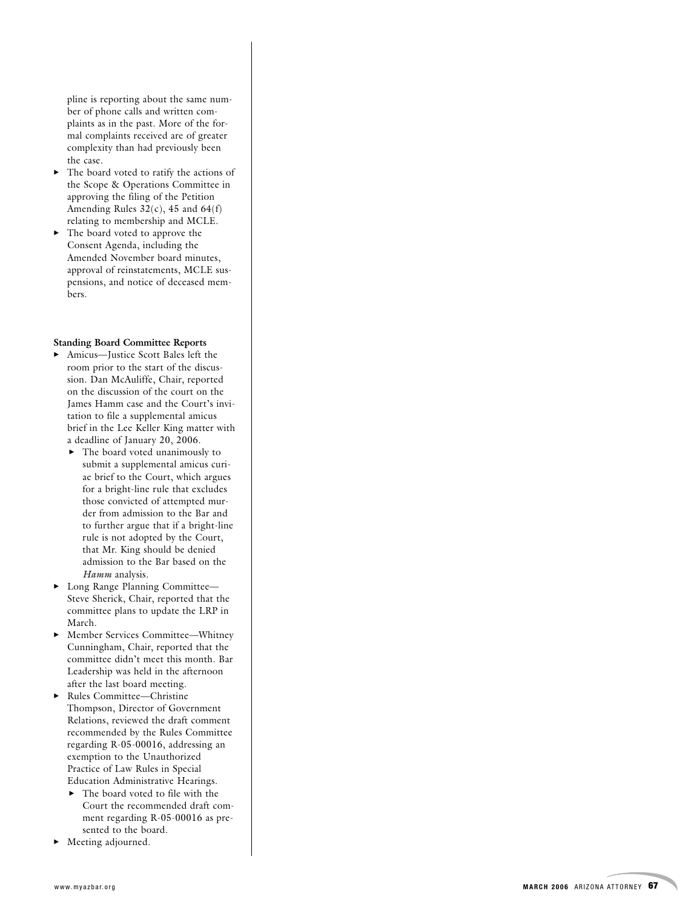pline is reporting about the same number of phone calls and written complaints as in the past. More of the formal complaints received are of greater complexity than had previously been the case.

- The board voted to ratify the actions of the Scope & Operations Committee in approving the filing of the Petition Amending Rules 32(c), 45 and 64(f) relating to membership and MCLE.
- The board voted to approve the Consent Agenda, including the Amended November board minutes, approval of reinstatements, MCLE suspensions, and notice of deceased members.

**Standing Board Committee Reports**

- Amicus—Justice Scott Bales left the room prior to the start of the discussion. Dan McAuliffe, Chair, reported on the discussion of the court on the James Hamm case and the Court's invitation to file a supplemental amicus brief in the Lee Keller King matter with a deadline of January 20, 2006.
  - The board voted unanimously to submit a supplemental amicus curiae brief to the Court, which argues for a bright-line rule that excludes those convicted of attempted murder from admission to the Bar and to further argue that if a bright-line rule is not adopted by the Court, that Mr. King should be denied admission to the Bar based on the *Hamm* analysis.
- Long Range Planning Committee—Steve Sherick, Chair, reported that the committee plans to update the LRP in March.
- Member Services Committee—Whitney Cunningham, Chair, reported that the committee didn't meet this month. Bar Leadership was held in the afternoon after the last board meeting.
- Rules Committee—Christine Thompson, Director of Government Relations, reviewed the draft comment recommended by the Rules Committee regarding R-05-00016, addressing an exemption to the Unauthorized Practice of Law Rules in Special Education Administrative Hearings.
  - The board voted to file with the Court the recommended draft comment regarding R-05-00016 as presented to the board.
- Meeting adjourned.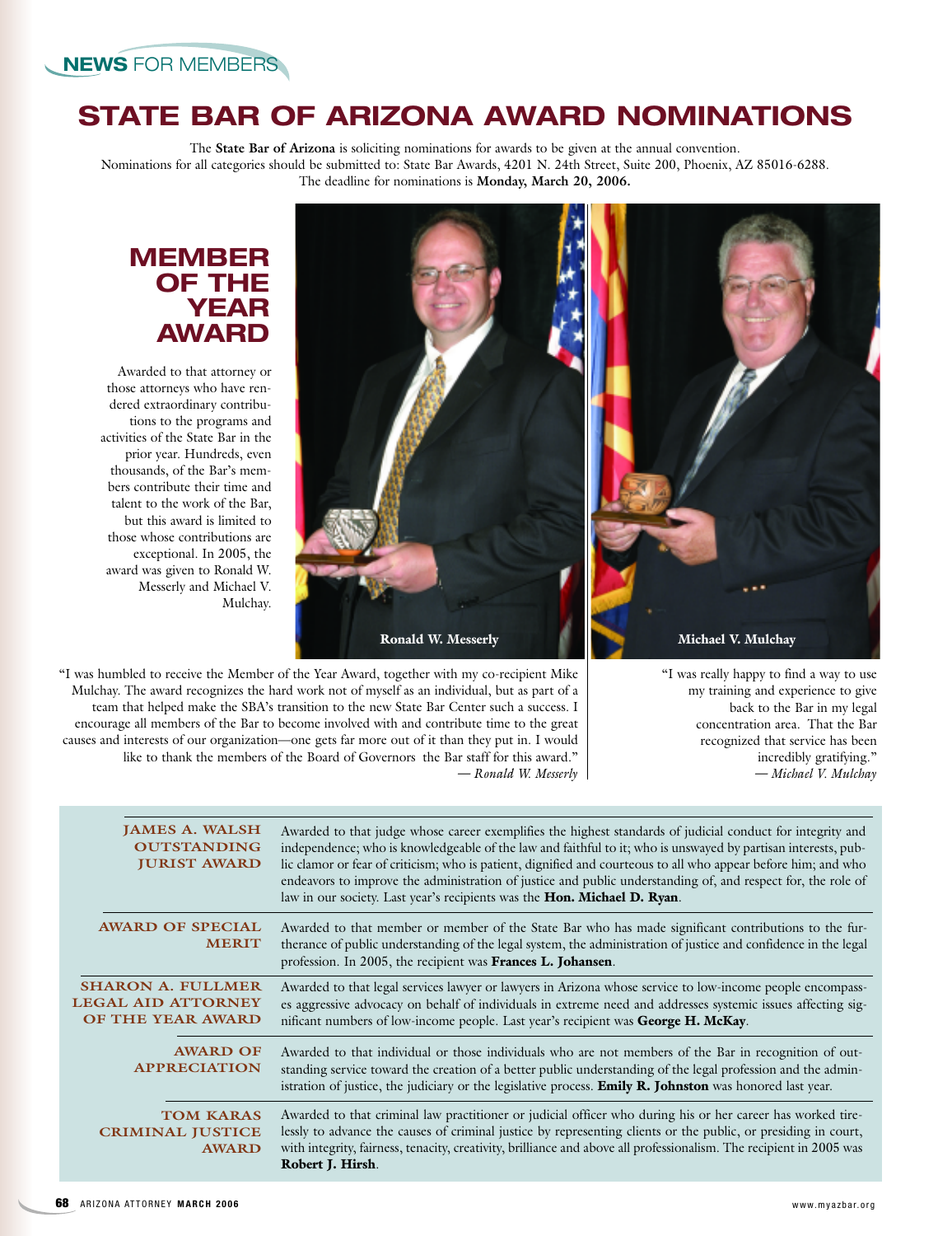# STATE BAR OF ARIZONA AWARD NOMINATIONS

The **State Bar of Arizona** is soliciting nominations for awards to be given at the annual convention.
Nominations for all categories should be submitted to: State Bar Awards, 4201 N. 24th Street, Suite 200, Phoenix, AZ 85016-6288.
The deadline for nominations is **Monday, March 20, 2006.**

## MEMBER OF THE YEAR AWARD

Awarded to that attorney or those attorneys who have rendered extraordinary contributions to the programs and activities of the State Bar in the prior year. Hundreds, even thousands, of the Bar's members contribute their time and talent to the work of the Bar, but this award is limited to those whose contributions are exceptional. In 2005, the award was given to Ronald W. Messerly and Michael V. Mulchay.

**Ronald W. Messerly**

**Michael V. Mulchay**

"I was humbled to receive the Member of the Year Award, together with my co-recipient Mike Mulchay. The award recognizes the hard work not of myself as an individual, but as part of a team that helped make the SBA's transition to the new State Bar Center such a success. I encourage all members of the Bar to become involved with and contribute time to the great causes and interests of our organization—one gets far more out of it than they put in. I would like to thank the members of the Board of Governors the Bar staff for this award."
*— Ronald W. Messerly*

"I was really happy to find a way to use my training and experience to give back to the Bar in my legal concentration area. That the Bar recognized that service has been incredibly gratifying."
*— Michael V. Mulchay*

| | |
|---|---|
| **JAMES A. WALSH OUTSTANDING JURIST AWARD** | Awarded to that judge whose career exemplifies the highest standards of judicial conduct for integrity and independence; who is knowledgeable of the law and faithful to it; who is unswayed by partisan interests, public clamor or fear of criticism; who is patient, dignified and courteous to all who appear before him; and who endeavors to improve the administration of justice and public understanding of, and respect for, the role of law in our society. Last year's recipients was the **Hon. Michael D. Ryan**. |
| **AWARD OF SPECIAL MERIT** | Awarded to that member or member of the State Bar who has made significant contributions to the furtherance of public understanding of the legal system, the administration of justice and confidence in the legal profession. In 2005, the recipient was **Frances L. Johansen**. |
| **SHARON A. FULLMER LEGAL AID ATTORNEY OF THE YEAR AWARD** | Awarded to that legal services lawyer or lawyers in Arizona whose service to low-income people encompasses aggressive advocacy on behalf of individuals in extreme need and addresses systemic issues affecting significant numbers of low-income people. Last year's recipient was **George H. McKay**. |
| **AWARD OF APPRECIATION** | Awarded to that individual or those individuals who are not members of the Bar in recognition of outstanding service toward the creation of a better public understanding of the legal profession and the administration of justice, the judiciary or the legislative process. **Emily R. Johnston** was honored last year. |
| **TOM KARAS CRIMINAL JUSTICE AWARD** | Awarded to that criminal law practitioner or judicial officer who during his or her career has worked tirelessly to advance the causes of criminal justice by representing clients or the public, or presiding in court, with integrity, fairness, tenacity, creativity, brilliance and above all professionalism. The recipient in 2005 was **Robert J. Hirsh**. |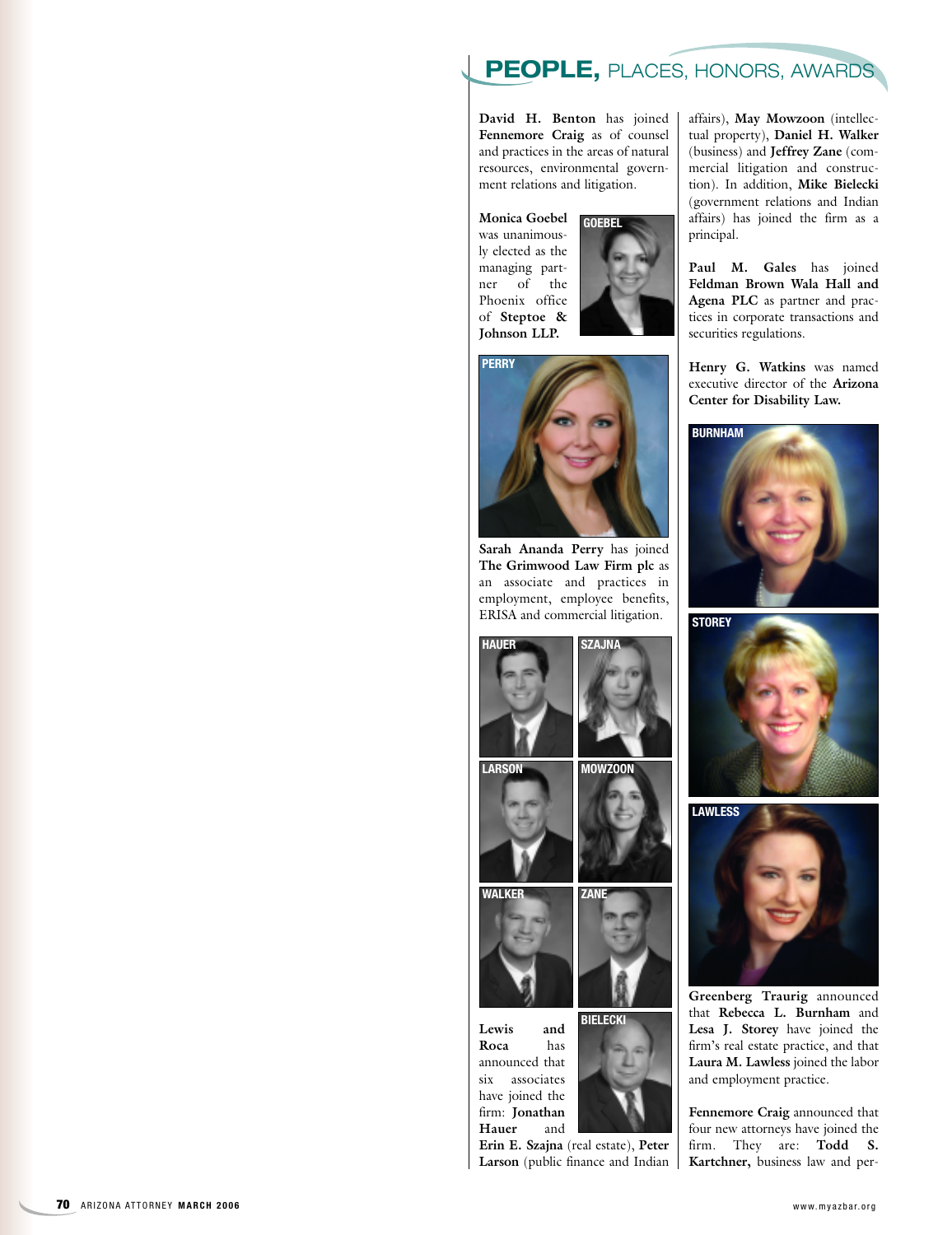## PEOPLE, PLACES, HONORS, AWARDS

**David H. Benton** has joined **Fennemore Craig** as of counsel and practices in the areas of natural resources, environmental government relations and litigation.

**Monica Goebel** was unanimously elected as the managing partner of the Phoenix office of **Steptoe & Johnson LLP.**

GOEBEL

PERRY

**Sarah Ananda Perry** has joined **The Grimwood Law Firm plc** as an associate and practices in employment, employee benefits, ERISA and commercial litigation.

HAUER

SZAJNA

LARSON

MOWZOON

WALKER

ZANE

BIELECKI

**Lewis and Roca** has announced that six associates have joined the firm: **Jonathan Hauer** and **Erin E. Szajna** (real estate), **Peter Larson** (public finance and Indian affairs), **May Mowzoon** (intellectual property), **Daniel H. Walker** (business) and **Jeffrey Zane** (commercial litigation and construction). In addition, **Mike Bielecki** (government relations and Indian affairs) has joined the firm as a principal.

**Paul M. Gales** has joined **Feldman Brown Wala Hall and Agena PLC** as partner and practices in corporate transactions and securities regulations.

**Henry G. Watkins** was named executive director of the **Arizona Center for Disability Law.**

BURNHAM

STOREY

LAWLESS

**Greenberg Traurig** announced that **Rebecca L. Burnham** and **Lesa J. Storey** have joined the firm's real estate practice, and that **Laura M. Lawless** joined the labor and employment practice.

**Fennemore Craig** announced that four new attorneys have joined the firm. They are: **Todd S. Kartchner,** business law and per-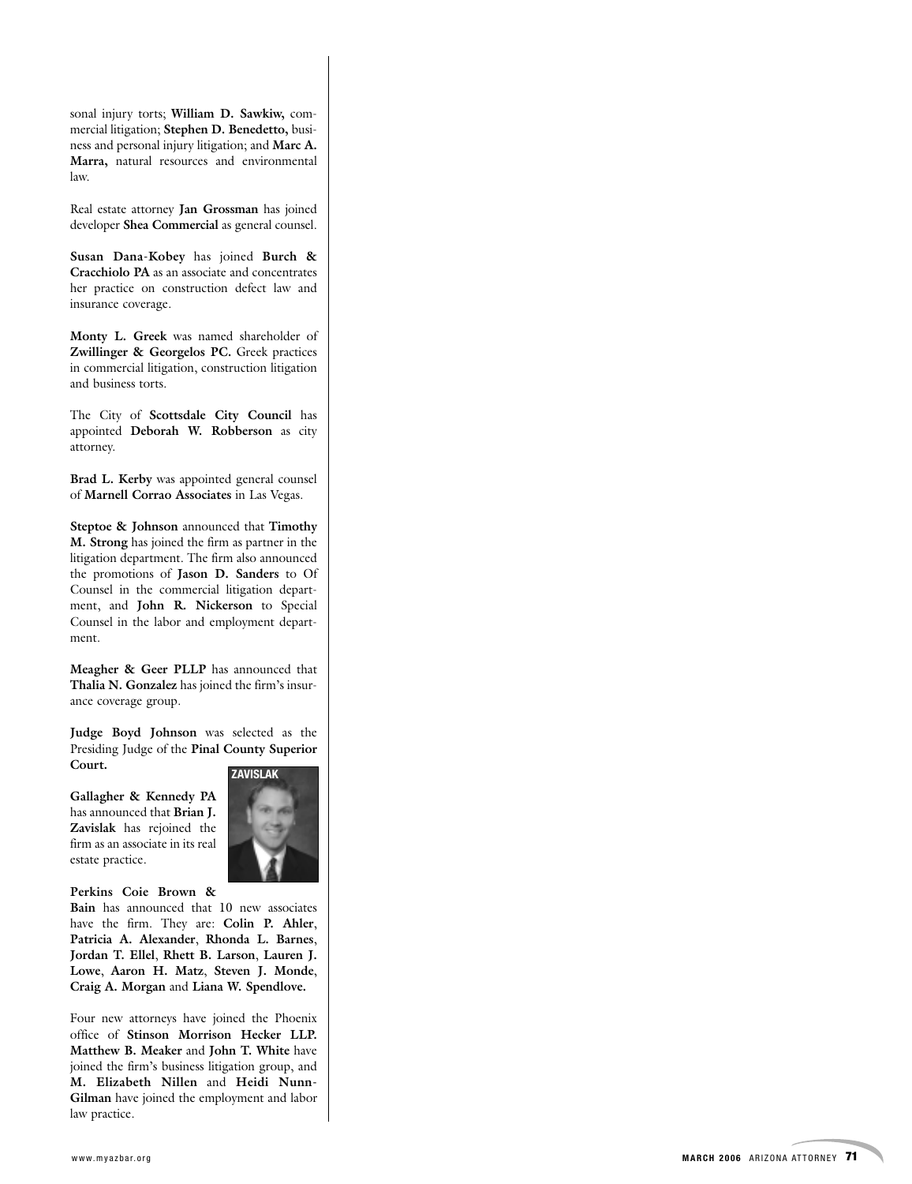sonal injury torts; **William D. Sawkiw,** commercial litigation; **Stephen D. Benedetto,** business and personal injury litigation; and **Marc A. Marra,** natural resources and environmental law.

Real estate attorney **Jan Grossman** has joined developer **Shea Commercial** as general counsel.

**Susan Dana-Kobey** has joined **Burch & Cracchiolo PA** as an associate and concentrates her practice on construction defect law and insurance coverage.

**Monty L. Greek** was named shareholder of **Zwillinger & Georgelos PC.** Greek practices in commercial litigation, construction litigation and business torts.

The City of **Scottsdale City Council** has appointed **Deborah W. Robberson** as city attorney.

**Brad L. Kerby** was appointed general counsel of **Marnell Corrao Associates** in Las Vegas.

**Steptoe & Johnson** announced that **Timothy M. Strong** has joined the firm as partner in the litigation department. The firm also announced the promotions of **Jason D. Sanders** to Of Counsel in the commercial litigation department, and **John R. Nickerson** to Special Counsel in the labor and employment department.

**Meagher & Geer PLLP** has announced that **Thalia N. Gonzalez** has joined the firm's insurance coverage group.

**Judge Boyd Johnson** was selected as the Presiding Judge of the **Pinal County Superior Court.**

ZAVISLAK

**Gallagher & Kennedy PA** has announced that **Brian J. Zavislak** has rejoined the firm as an associate in its real estate practice.

**Perkins Coie Brown & Bain** has announced that 10 new associates have the firm. They are: **Colin P. Ahler**, **Patricia A. Alexander**, **Rhonda L. Barnes**, **Jordan T. Ellel**, **Rhett B. Larson**, **Lauren J. Lowe**, **Aaron H. Matz**, **Steven J. Monde**, **Craig A. Morgan** and **Liana W. Spendlove.**

Four new attorneys have joined the Phoenix office of **Stinson Morrison Hecker LLP. Matthew B. Meaker** and **John T. White** have joined the firm's business litigation group, and **M. Elizabeth Nillen** and **Heidi Nunn-Gilman** have joined the employment and labor law practice.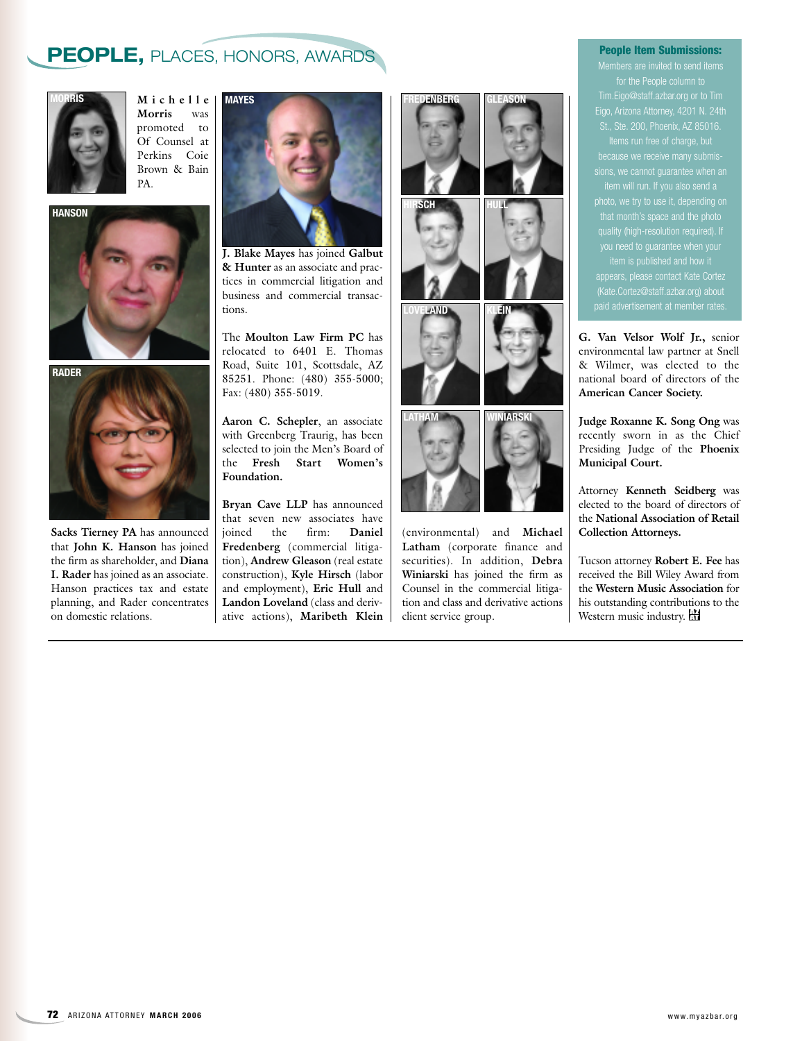# PEOPLE, PLACES, HONORS, AWARDS

MORRIS

**Michelle Morris** was promoted to Of Counsel at Perkins Coie Brown & Bain PA.

HANSON

RADER

**Sacks Tierney PA** has announced that **John K. Hanson** has joined the firm as shareholder, and **Diana I. Rader** has joined as an associate. Hanson practices tax and estate planning, and Rader concentrates on domestic relations.

MAYES

**J. Blake Mayes** has joined **Galbut & Hunter** as an associate and practices in commercial litigation and business and commercial transactions.

The **Moulton Law Firm PC** has relocated to 6401 E. Thomas Road, Suite 101, Scottsdale, AZ 85251. Phone: (480) 355-5000; Fax: (480) 355-5019.

**Aaron C. Schepler**, an associate with Greenberg Traurig, has been selected to join the Men's Board of the **Fresh Start Women's Foundation.**

FREDENBERG

GLEASON

HIRSCH

HULL

LOVELAND

KLEIN

LATHAM

WINIARSKI

**Bryan Cave LLP** has announced that seven new associates have joined the firm: **Daniel Fredenberg** (commercial litigation), **Andrew Gleason** (real estate construction), **Kyle Hirsch** (labor and employment), **Eric Hull** and **Landon Loveland** (class and derivative actions), **Maribeth Klein** (environmental) and **Michael Latham** (corporate finance and securities). In addition, **Debra Winiarski** has joined the firm as Counsel in the commercial litigation and class and derivative actions client service group.

**People Item Submissions:**

Members are invited to send items for the People column to Tim.Eigo@staff.azbar.org or to Tim Eigo, Arizona Attorney, 4201 N. 24th St., Ste. 200, Phoenix, AZ 85016. Items run free of charge, but because we receive many submissions, we cannot guarantee when an item will run. If you also send a photo, we try to use it, depending on that month's space and the photo quality (high-resolution required). If you need to guarantee when your item is published and how it appears, please contact Kate Cortez (Kate.Cortez@staff.azbar.org) about paid advertisement at member rates.

**G. Van Velsor Wolf Jr.,** senior environmental law partner at Snell & Wilmer, was elected to the national board of directors of the **American Cancer Society.**

**Judge Roxanne K. Song Ong** was recently sworn in as the Chief Presiding Judge of the **Phoenix Municipal Court.**

Attorney **Kenneth Seidberg** was elected to the board of directors of the **National Association of Retail Collection Attorneys.**

Tucson attorney **Robert E. Fee** has received the Bill Wiley Award from the **Western Music Association** for his outstanding contributions to the Western music industry.